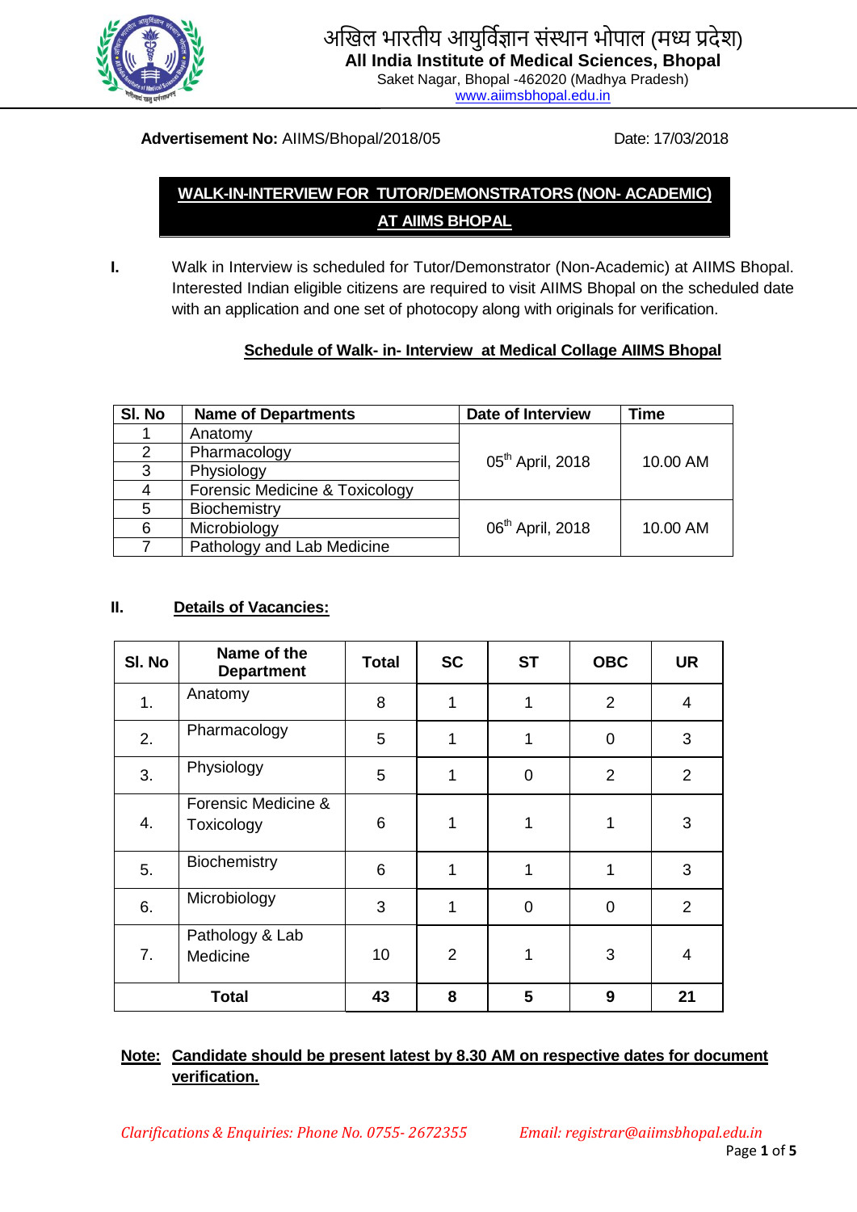# अखिल भारतीय आयुर्विज्ञान संस्थान भोपाल (मध्य प्रदेश)

**All India Institute of Medical Sciences, Bhopal**

Saket Nagar, Bhopal -462020 (Madhya Pradesh)

www.aiimsbhopal.edu.in

**Advertisement No:** AIIMS/Bhopal/2018/05 Date: 17/03/2018

## WALK-IN-INTERVIEW FOR TUTOR/DEMONSTRATORS (NON- ACADEMIC) AT AIIMS BHOPAL

**I.** Walk in Interview is scheduled for Tutor/Demonstrator (Non-Academic) at AIIMS Bhopal. Interested Indian eligible citizens are required to visit AIIMS Bhopal on the scheduled date with an application and one set of photocopy along with originals for verification.

**Schedule of Walk- in- Interview at Medical Collage AIIMS Bhopal**

| Sl. No | Name of Departments | Date of Interview | Time |
|---|---|---|---|
| 1 | Anatomy | 05th April, 2018 | 10.00 AM |
| 2 | Pharmacology | | |
| 3 | Physiology | | |
| 4 | Forensic Medicine & Toxicology | | |
| 5 | Biochemistry | 06th April, 2018 | 10.00 AM |
| 6 | Microbiology | | |
| 7 | Pathology and Lab Medicine | | |

**II. Details of Vacancies:**

| Sl. No | Name of the Department | Total | SC | ST | OBC | UR |
|---|---|---|---|---|---|---|
| 1. | Anatomy | 8 | 1 | 1 | 2 | 4 |
| 2. | Pharmacology | 5 | 1 | 1 | 0 | 3 |
| 3. | Physiology | 5 | 1 | 0 | 2 | 2 |
| 4. | Forensic Medicine & Toxicology | 6 | 1 | 1 | 1 | 3 |
| 5. | Biochemistry | 6 | 1 | 1 | 1 | 3 |
| 6. | Microbiology | 3 | 1 | 0 | 0 | 2 |
| 7. | Pathology & Lab Medicine | 10 | 2 | 1 | 3 | 4 |
| **Total** | | **43** | **8** | **5** | **9** | **21** |

**Note: Candidate should be present latest by 8.30 AM on respective dates for document verification.**

*Clarifications & Enquiries: Phone No. 0755- 2672355* *Email: registrar@aiimsbhopal.edu.in*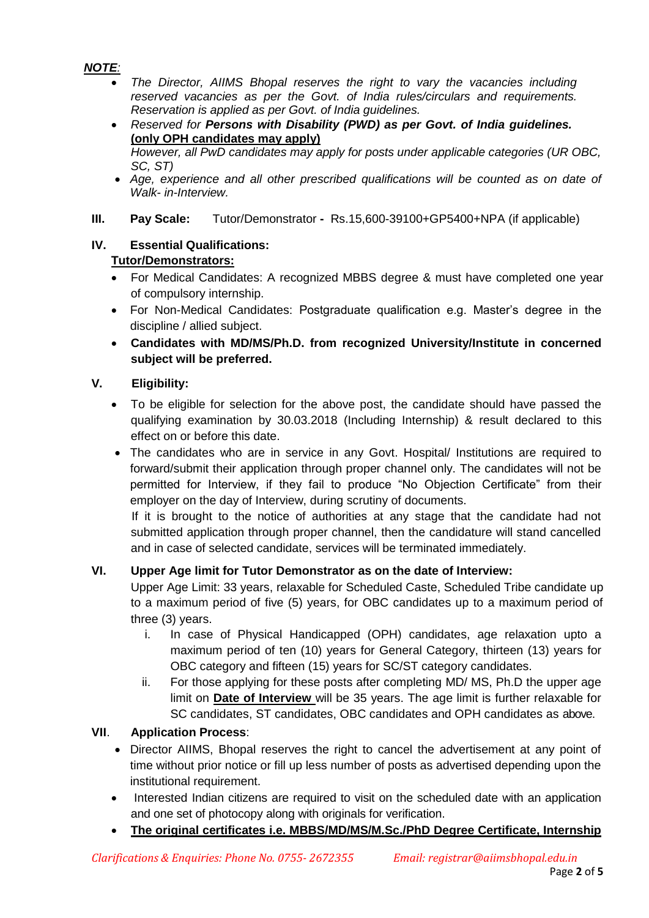***NOTE:***

- *The Director, AIIMS Bhopal reserves the right to vary the vacancies including reserved vacancies as per the Govt. of India rules/circulars and requirements. Reservation is applied as per Govt. of India guidelines.*
- *Reserved for **Persons with Disability (PWD) as per Govt. of India guidelines. (only OPH candidates may apply)***
  *However, all PwD candidates may apply for posts under applicable categories (UR OBC, SC, ST)*
- *Age, experience and all other prescribed qualifications will be counted as on date of Walk- in-Interview.*

**III. Pay Scale:** Tutor/Demonstrator **-** Rs.15,600-39100+GP5400+NPA (if applicable)

**IV. Essential Qualifications:**

**Tutor/Demonstrators:**

- For Medical Candidates: A recognized MBBS degree & must have completed one year of compulsory internship.
- For Non-Medical Candidates: Postgraduate qualification e.g. Master's degree in the discipline / allied subject.
- **Candidates with MD/MS/Ph.D. from recognized University/Institute in concerned subject will be preferred.**

**V. Eligibility:**

- To be eligible for selection for the above post, the candidate should have passed the qualifying examination by 30.03.2018 (Including Internship) & result declared to this effect on or before this date.
- The candidates who are in service in any Govt. Hospital/ Institutions are required to forward/submit their application through proper channel only. The candidates will not be permitted for Interview, if they fail to produce "No Objection Certificate" from their employer on the day of Interview, during scrutiny of documents.
  If it is brought to the notice of authorities at any stage that the candidate had not submitted application through proper channel, then the candidature will stand cancelled and in case of selected candidate, services will be terminated immediately.

**VI. Upper Age limit for Tutor Demonstrator as on the date of Interview:**

Upper Age Limit: 33 years, relaxable for Scheduled Caste, Scheduled Tribe candidate up to a maximum period of five (5) years, for OBC candidates up to a maximum period of three (3) years.

i. In case of Physical Handicapped (OPH) candidates, age relaxation upto a maximum period of ten (10) years for General Category, thirteen (13) years for OBC category and fifteen (15) years for SC/ST category candidates.

ii. For those applying for these posts after completing MD/ MS, Ph.D the upper age limit on **Date of Interview** will be 35 years. The age limit is further relaxable for SC candidates, ST candidates, OBC candidates and OPH candidates as above.

**VII. Application Process**:

- Director AIIMS, Bhopal reserves the right to cancel the advertisement at any point of time without prior notice or fill up less number of posts as advertised depending upon the institutional requirement.
- Interested Indian citizens are required to visit on the scheduled date with an application and one set of photocopy along with originals for verification.
- **The original certificates i.e. MBBS/MD/MS/M.Sc./PhD Degree Certificate, Internship**

*Clarifications & Enquiries: Phone No. 0755- 2672355 Email: registrar@aiimsbhopal.edu.in*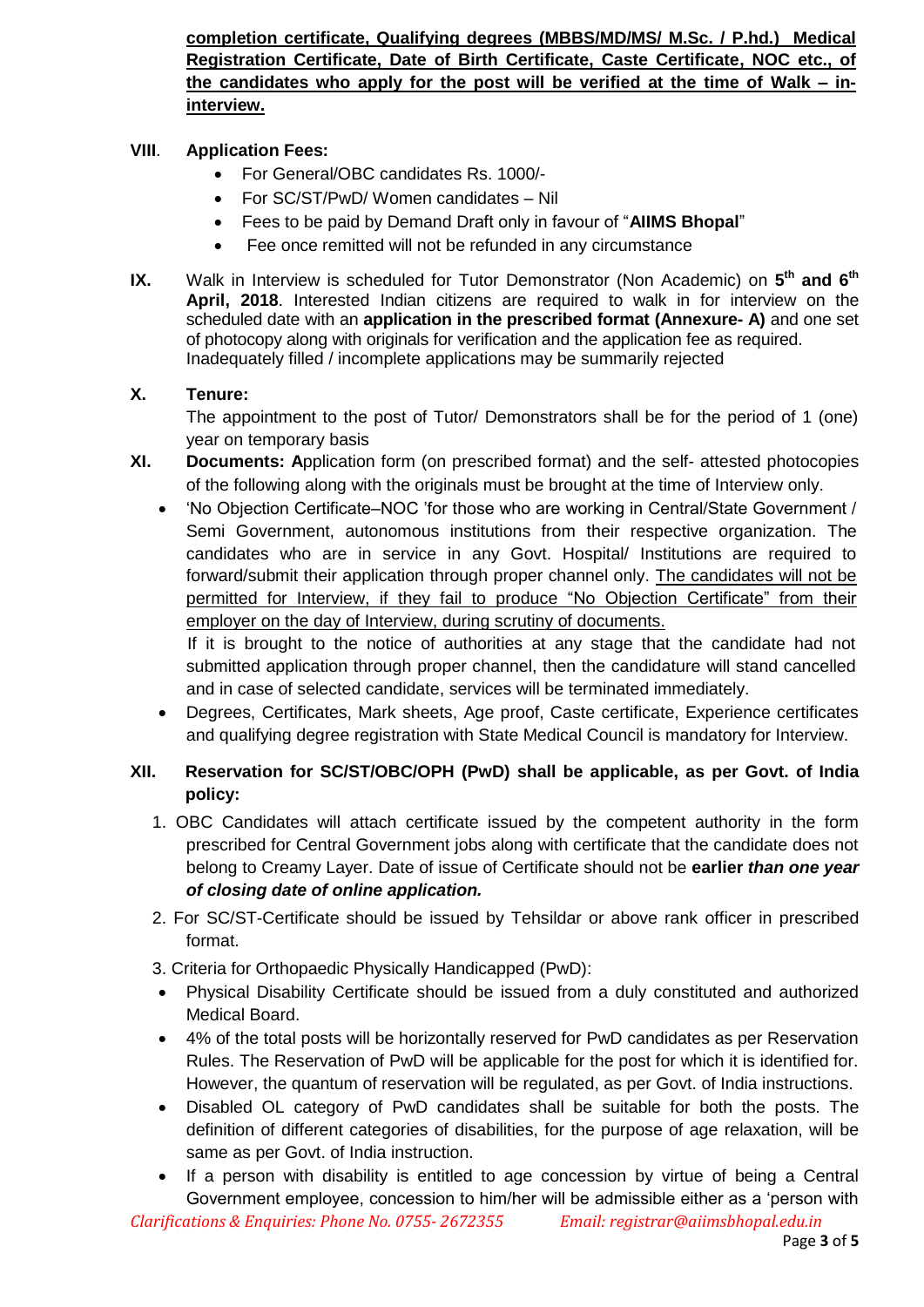**completion certificate, Qualifying degrees (MBBS/MD/MS/ M.Sc. / P.hd.) Medical Registration Certificate, Date of Birth Certificate, Caste Certificate, NOC etc., of the candidates who apply for the post will be verified at the time of Walk – in-interview.**

**VIII. Application Fees:**

- For General/OBC candidates Rs. 1000/-
- For SC/ST/PwD/ Women candidates – Nil
- Fees to be paid by Demand Draft only in favour of "**AIIMS Bhopal**"
- Fee once remitted will not be refunded in any circumstance

**IX.** Walk in Interview is scheduled for Tutor Demonstrator (Non Academic) on **5th and 6th April, 2018**. Interested Indian citizens are required to walk in for interview on the scheduled date with an **application in the prescribed format (Annexure- A)** and one set of photocopy along with originals for verification and the application fee as required. Inadequately filled / incomplete applications may be summarily rejected

**X. Tenure:**

The appointment to the post of Tutor/ Demonstrators shall be for the period of 1 (one) year on temporary basis

**XI. Documents: A**pplication form (on prescribed format) and the self- attested photocopies of the following along with the originals must be brought at the time of Interview only.

- 'No Objection Certificate–NOC 'for those who are working in Central/State Government / Semi Government, autonomous institutions from their respective organization. The candidates who are in service in any Govt. Hospital/ Institutions are required to forward/submit their application through proper channel only. The candidates will not be permitted for Interview, if they fail to produce "No Objection Certificate" from their employer on the day of Interview, during scrutiny of documents.

  If it is brought to the notice of authorities at any stage that the candidate had not submitted application through proper channel, then the candidature will stand cancelled and in case of selected candidate, services will be terminated immediately.
- Degrees, Certificates, Mark sheets, Age proof, Caste certificate, Experience certificates and qualifying degree registration with State Medical Council is mandatory for Interview.

**XII. Reservation for SC/ST/OBC/OPH (PwD) shall be applicable, as per Govt. of India policy:**

1. OBC Candidates will attach certificate issued by the competent authority in the form prescribed for Central Government jobs along with certificate that the candidate does not belong to Creamy Layer. Date of issue of Certificate should not be **earlier *than one year of closing date of online application.***
2. For SC/ST-Certificate should be issued by Tehsildar or above rank officer in prescribed format.
3. Criteria for Orthopaedic Physically Handicapped (PwD):

- Physical Disability Certificate should be issued from a duly constituted and authorized Medical Board.
- 4% of the total posts will be horizontally reserved for PwD candidates as per Reservation Rules. The Reservation of PwD will be applicable for the post for which it is identified for. However, the quantum of reservation will be regulated, as per Govt. of India instructions.
- Disabled OL category of PwD candidates shall be suitable for both the posts. The definition of different categories of disabilities, for the purpose of age relaxation, will be same as per Govt. of India instruction.
- If a person with disability is entitled to age concession by virtue of being a Central Government employee, concession to him/her will be admissible either as a 'person with

*Clarifications & Enquiries: Phone No. 0755- 2672355 Email: registrar@aiimsbhopal.edu.in*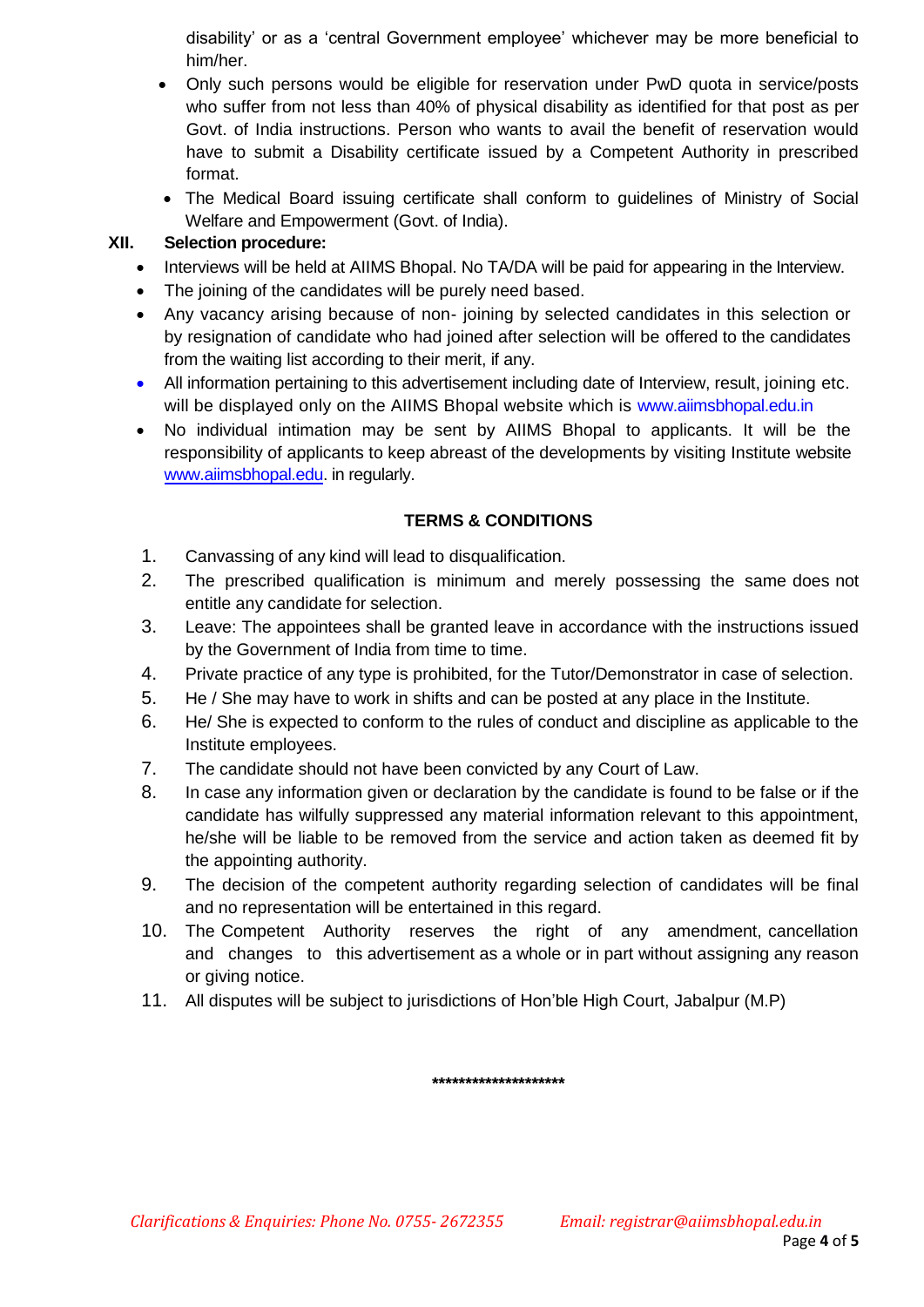disability' or as a 'central Government employee' whichever may be more beneficial to him/her.

- Only such persons would be eligible for reservation under PwD quota in service/posts who suffer from not less than 40% of physical disability as identified for that post as per Govt. of India instructions. Person who wants to avail the benefit of reservation would have to submit a Disability certificate issued by a Competent Authority in prescribed format.
- The Medical Board issuing certificate shall conform to guidelines of Ministry of Social Welfare and Empowerment (Govt. of India).

**XII. Selection procedure:**

- Interviews will be held at AIIMS Bhopal. No TA/DA will be paid for appearing in the Interview.
- The joining of the candidates will be purely need based.
- Any vacancy arising because of non- joining by selected candidates in this selection or by resignation of candidate who had joined after selection will be offered to the candidates from the waiting list according to their merit, if any.
- All information pertaining to this advertisement including date of Interview, result, joining etc. will be displayed only on the AIIMS Bhopal website which is www.aiimsbhopal.edu.in
- No individual intimation may be sent by AIIMS Bhopal to applicants. It will be the responsibility of applicants to keep abreast of the developments by visiting Institute website www.aiimsbhopal.edu. in regularly.

**TERMS & CONDITIONS**

1. Canvassing of any kind will lead to disqualification.
2. The prescribed qualification is minimum and merely possessing the same does not entitle any candidate for selection.
3. Leave: The appointees shall be granted leave in accordance with the instructions issued by the Government of India from time to time.
4. Private practice of any type is prohibited, for the Tutor/Demonstrator in case of selection.
5. He / She may have to work in shifts and can be posted at any place in the Institute.
6. He/ She is expected to conform to the rules of conduct and discipline as applicable to the Institute employees.
7. The candidate should not have been convicted by any Court of Law.
8. In case any information given or declaration by the candidate is found to be false or if the candidate has wilfully suppressed any material information relevant to this appointment, he/she will be liable to be removed from the service and action taken as deemed fit by the appointing authority.
9. The decision of the competent authority regarding selection of candidates will be final and no representation will be entertained in this regard.
10. The Competent Authority reserves the right of any amendment, cancellation and changes to this advertisement as a whole or in part without assigning any reason or giving notice.
11. All disputes will be subject to jurisdictions of Hon'ble High Court, Jabalpur (M.P)

********************

*Clarifications & Enquiries: Phone No. 0755- 2672355 Email: registrar@aiimsbhopal.edu.in*